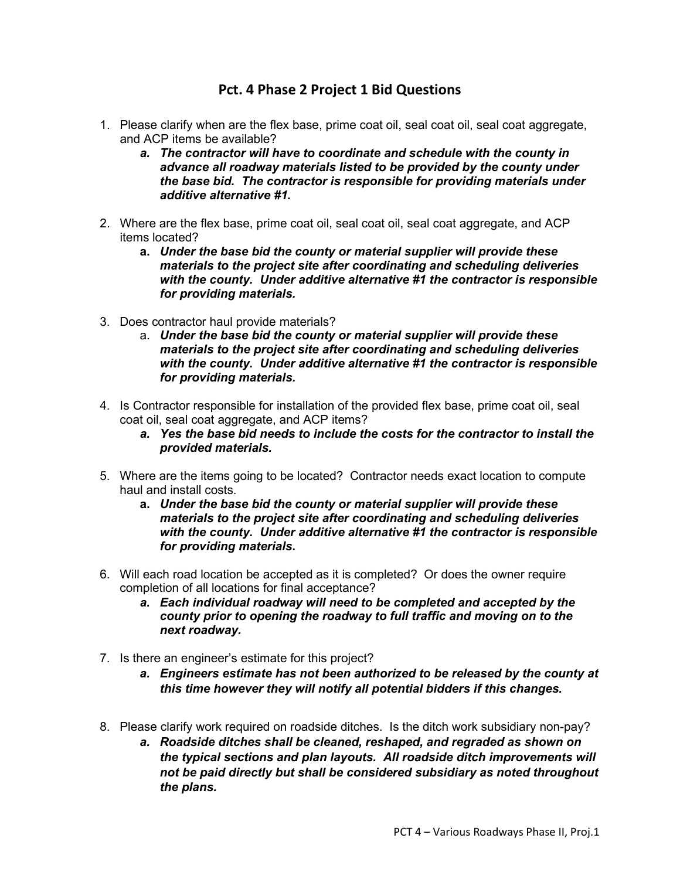# Pct. 4 Phase 2 Project 1 Bid Questions

1. Please clarify when are the flex base, prime coat oil, seal coat oil, seal coat aggregate, and ACP items be available?
   a. ***The contractor will have to coordinate and schedule with the county in advance all roadway materials listed to be provided by the county under the base bid. The contractor is responsible for providing materials under additive alternative #1.***

2. Where are the flex base, prime coat oil, seal coat oil, seal coat aggregate, and ACP items located?
   a. ***Under the base bid the county or material supplier will provide these materials to the project site after coordinating and scheduling deliveries with the county. Under additive alternative #1 the contractor is responsible for providing materials.***

3. Does contractor haul provide materials?
   a. ***Under the base bid the county or material supplier will provide these materials to the project site after coordinating and scheduling deliveries with the county. Under additive alternative #1 the contractor is responsible for providing materials.***

4. Is Contractor responsible for installation of the provided flex base, prime coat oil, seal coat oil, seal coat aggregate, and ACP items?
   a. ***Yes the base bid needs to include the costs for the contractor to install the provided materials.***

5. Where are the items going to be located? Contractor needs exact location to compute haul and install costs.
   a. ***Under the base bid the county or material supplier will provide these materials to the project site after coordinating and scheduling deliveries with the county. Under additive alternative #1 the contractor is responsible for providing materials.***

6. Will each road location be accepted as it is completed? Or does the owner require completion of all locations for final acceptance?
   a. ***Each individual roadway will need to be completed and accepted by the county prior to opening the roadway to full traffic and moving on to the next roadway.***

7. Is there an engineer's estimate for this project?
   a. ***Engineers estimate has not been authorized to be released by the county at this time however they will notify all potential bidders if this changes.***

8. Please clarify work required on roadside ditches. Is the ditch work subsidiary non-pay?
   a. ***Roadside ditches shall be cleaned, reshaped, and regraded as shown on the typical sections and plan layouts. All roadside ditch improvements will not be paid directly but shall be considered subsidiary as noted throughout the plans.***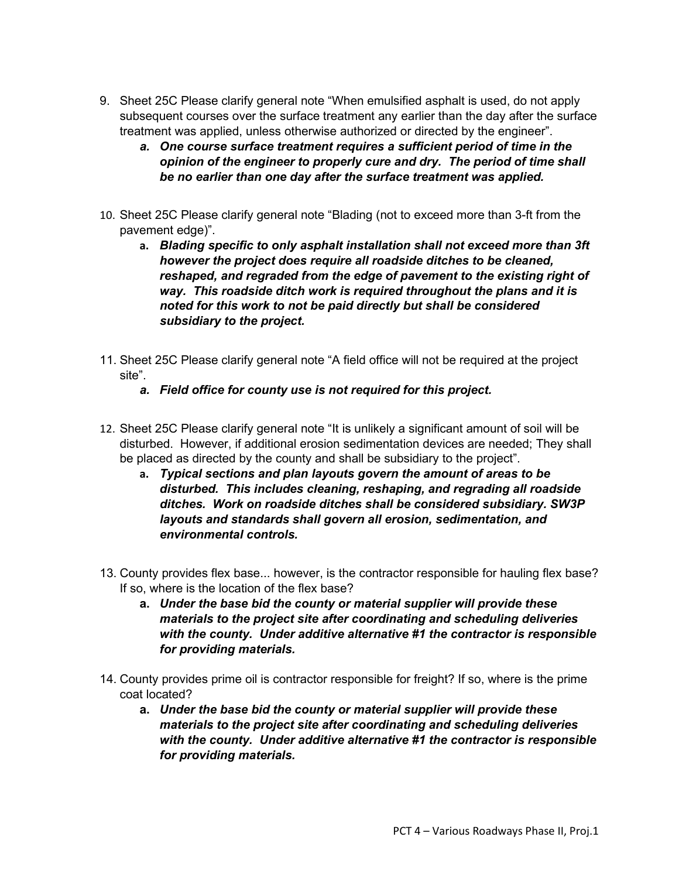9. Sheet 25C Please clarify general note “When emulsified asphalt is used, do not apply subsequent courses over the surface treatment any earlier than the day after the surface treatment was applied, unless otherwise authorized or directed by the engineer”.
    a. ***One course surface treatment requires a sufficient period of time in the opinion of the engineer to properly cure and dry. The period of time shall be no earlier than one day after the surface treatment was applied.***

10. Sheet 25C Please clarify general note “Blading (not to exceed more than 3-ft from the pavement edge)”.
    a. ***Blading specific to only asphalt installation shall not exceed more than 3ft however the project does require all roadside ditches to be cleaned, reshaped, and regraded from the edge of pavement to the existing right of way. This roadside ditch work is required throughout the plans and it is noted for this work to not be paid directly but shall be considered subsidiary to the project.***

11. Sheet 25C Please clarify general note “A field office will not be required at the project site”.
    a. ***Field office for county use is not required for this project.***

12. Sheet 25C Please clarify general note “It is unlikely a significant amount of soil will be disturbed. However, if additional erosion sedimentation devices are needed; They shall be placed as directed by the county and shall be subsidiary to the project”.
    a. ***Typical sections and plan layouts govern the amount of areas to be disturbed. This includes cleaning, reshaping, and regrading all roadside ditches. Work on roadside ditches shall be considered subsidiary. SW3P layouts and standards shall govern all erosion, sedimentation, and environmental controls.***

13. County provides flex base... however, is the contractor responsible for hauling flex base? If so, where is the location of the flex base?
    a. ***Under the base bid the county or material supplier will provide these materials to the project site after coordinating and scheduling deliveries with the county. Under additive alternative #1 the contractor is responsible for providing materials.***

14. County provides prime oil is contractor responsible for freight? If so, where is the prime coat located?
    a. ***Under the base bid the county or material supplier will provide these materials to the project site after coordinating and scheduling deliveries with the county. Under additive alternative #1 the contractor is responsible for providing materials.***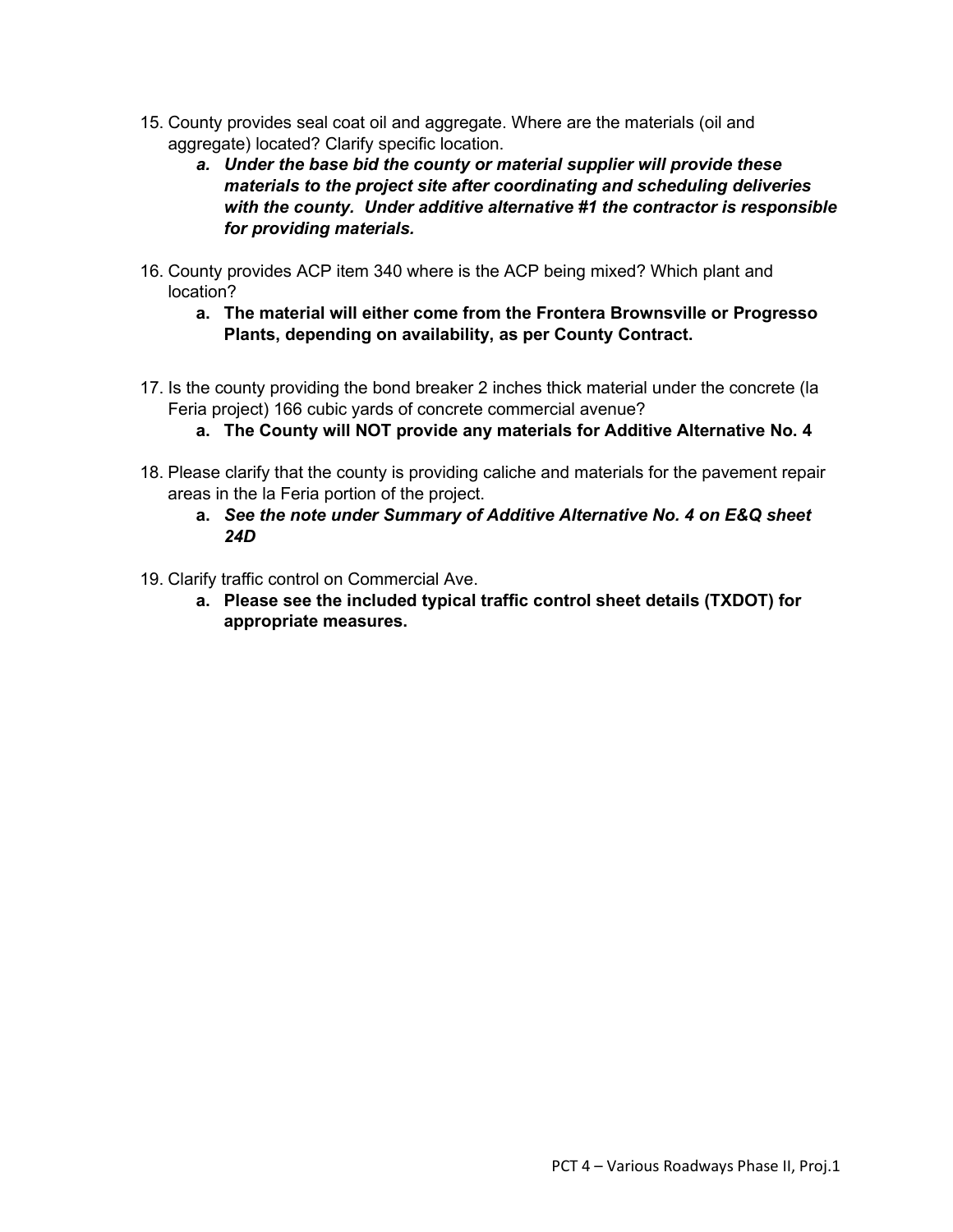15. County provides seal coat oil and aggregate. Where are the materials (oil and aggregate) located? Clarify specific location.
    a. ***Under the base bid the county or material supplier will provide these materials to the project site after coordinating and scheduling deliveries with the county. Under additive alternative #1 the contractor is responsible for providing materials.***

16. County provides ACP item 340 where is the ACP being mixed? Which plant and location?
    a. **The material will either come from the Frontera Brownsville or Progresso Plants, depending on availability, as per County Contract.**

17. Is the county providing the bond breaker 2 inches thick material under the concrete (la Feria project) 166 cubic yards of concrete commercial avenue?
    a. **The County will NOT provide any materials for Additive Alternative No. 4**

18. Please clarify that the county is providing caliche and materials for the pavement repair areas in the la Feria portion of the project.
    a. ***See the note under Summary of Additive Alternative No. 4 on E&Q sheet 24D***

19. Clarify traffic control on Commercial Ave.
    a. **Please see the included typical traffic control sheet details (TXDOT) for appropriate measures.**